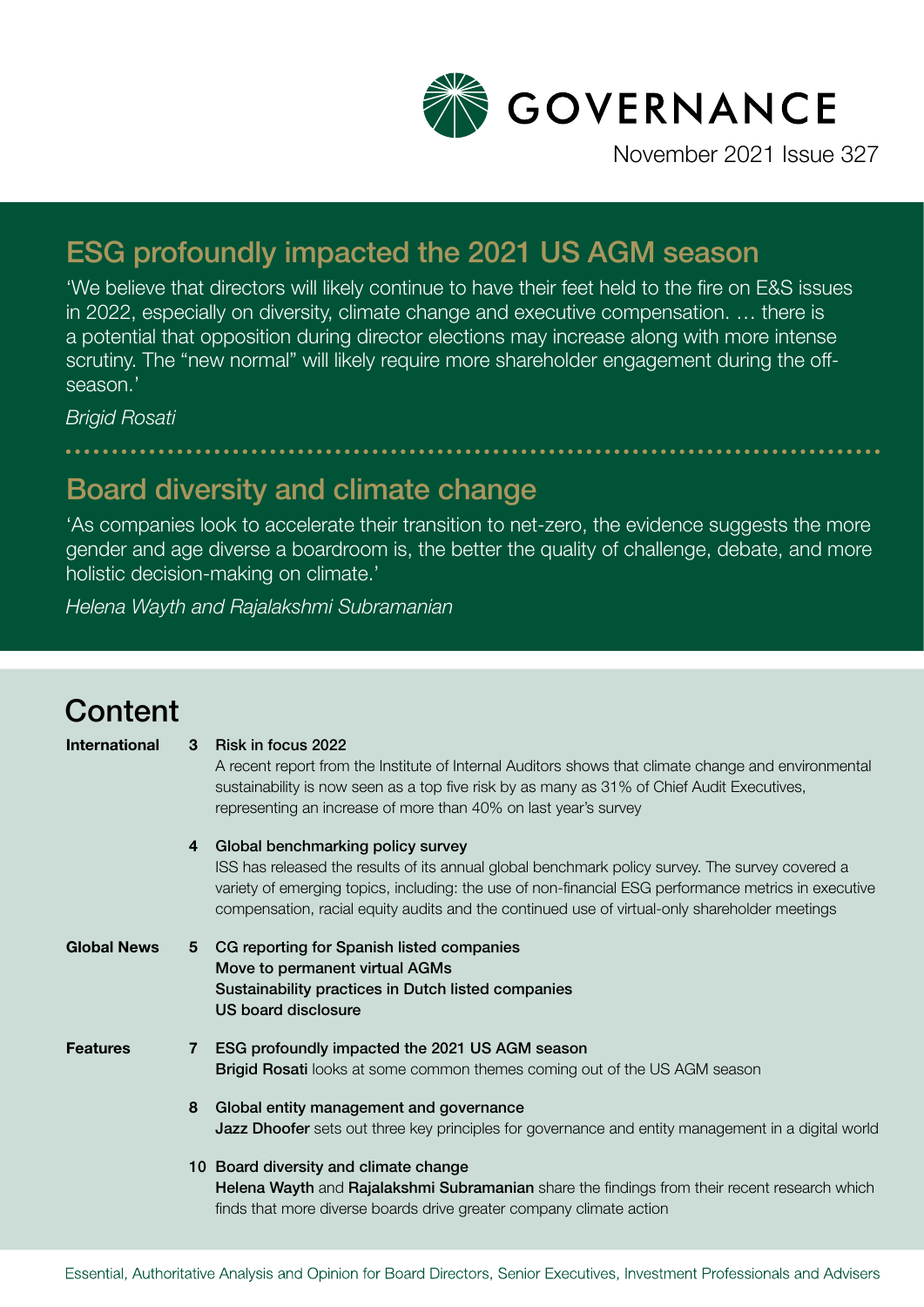# GOVERNANCE

November 2021 Issue 327

## ESG profoundly impacted the 2021 US AGM season

'We believe that directors will likely continue to have their feet held to the fire on E&S issues in 2022, especially on diversity, climate change and executive compensation. … there is a potential that opposition during director elections may increase along with more intense scrutiny. The "new normal" will likely require more shareholder engagement during the off-season.'

*Brigid Rosati*

## Board diversity and climate change

'As companies look to accelerate their transition to net-zero, the evidence suggests the more gender and age diverse a boardroom is, the better the quality of challenge, debate, and more holistic decision-making on climate.'

*Helena Wayth and Rajalakshmi Subramanian*

## Content

**International**

**3 Risk in focus 2022**
A recent report from the Institute of Internal Auditors shows that climate change and environmental sustainability is now seen as a top five risk by as many as 31% of Chief Audit Executives, representing an increase of more than 40% on last year's survey

**4 Global benchmarking policy survey**
ISS has released the results of its annual global benchmark policy survey. The survey covered a variety of emerging topics, including: the use of non-financial ESG performance metrics in executive compensation, racial equity audits and the continued use of virtual-only shareholder meetings

**Global News**

**5 CG reporting for Spanish listed companies**
**Move to permanent virtual AGMs**
**Sustainability practices in Dutch listed companies**
**US board disclosure**

**Features**

**7 ESG profoundly impacted the 2021 US AGM season**
**Brigid Rosati** looks at some common themes coming out of the US AGM season

**8 Global entity management and governance**
**Jazz Dhoofer** sets out three key principles for governance and entity management in a digital world

**10 Board diversity and climate change**
**Helena Wayth** and **Rajalakshmi Subramanian** share the findings from their recent research which finds that more diverse boards drive greater company climate action

Essential, Authoritative Analysis and Opinion for Board Directors, Senior Executives, Investment Professionals and Advisers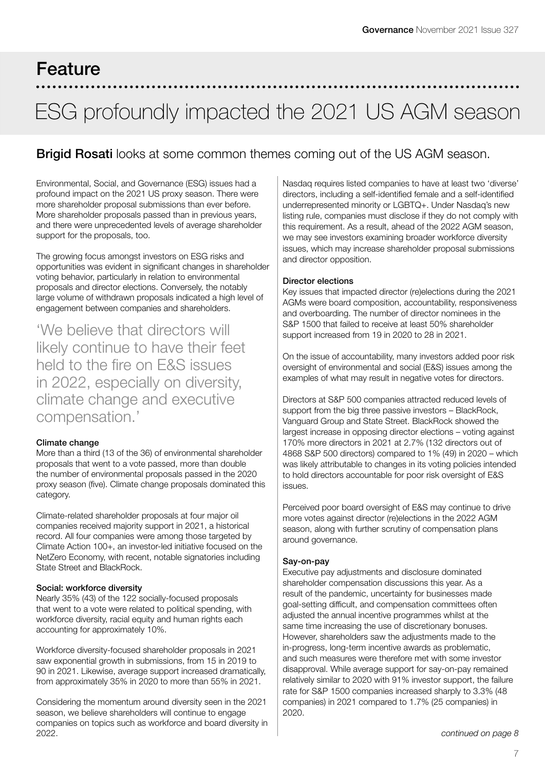# Feature

# ESG profoundly impacted the 2021 US AGM season

**Brigid Rosati** looks at some common themes coming out of the US AGM season.

Environmental, Social, and Governance (ESG) issues had a profound impact on the 2021 US proxy season. There were more shareholder proposal submissions than ever before. More shareholder proposals passed than in previous years, and there were unprecedented levels of average shareholder support for the proposals, too.

The growing focus amongst investors on ESG risks and opportunities was evident in significant changes in shareholder voting behavior, particularly in relation to environmental proposals and director elections. Conversely, the notably large volume of withdrawn proposals indicated a high level of engagement between companies and shareholders.

> 'We believe that directors will likely continue to have their feet held to the fire on E&S issues in 2022, especially on diversity, climate change and executive compensation.'

### Climate change

More than a third (13 of the 36) of environmental shareholder proposals that went to a vote passed, more than double the number of environmental proposals passed in the 2020 proxy season (five). Climate change proposals dominated this category.

Climate-related shareholder proposals at four major oil companies received majority support in 2021, a historical record. All four companies were among those targeted by Climate Action 100+, an investor-led initiative focused on the NetZero Economy, with recent, notable signatories including State Street and BlackRock.

### Social: workforce diversity

Nearly 35% (43) of the 122 socially-focused proposals that went to a vote were related to political spending, with workforce diversity, racial equity and human rights each accounting for approximately 10%.

Workforce diversity-focused shareholder proposals in 2021 saw exponential growth in submissions, from 15 in 2019 to 90 in 2021. Likewise, average support increased dramatically, from approximately 35% in 2020 to more than 55% in 2021.

Considering the momentum around diversity seen in the 2021 season, we believe shareholders will continue to engage companies on topics such as workforce and board diversity in 2022.

Nasdaq requires listed companies to have at least two 'diverse' directors, including a self-identified female and a self-identified underrepresented minority or LGBTQ+. Under Nasdaq's new listing rule, companies must disclose if they do not comply with this requirement. As a result, ahead of the 2022 AGM season, we may see investors examining broader workforce diversity issues, which may increase shareholder proposal submissions and director opposition.

### Director elections

Key issues that impacted director (re)elections during the 2021 AGMs were board composition, accountability, responsiveness and overboarding. The number of director nominees in the S&P 1500 that failed to receive at least 50% shareholder support increased from 19 in 2020 to 28 in 2021.

On the issue of accountability, many investors added poor risk oversight of environmental and social (E&S) issues among the examples of what may result in negative votes for directors.

Directors at S&P 500 companies attracted reduced levels of support from the big three passive investors – BlackRock, Vanguard Group and State Street. BlackRock showed the largest increase in opposing director elections – voting against 170% more directors in 2021 at 2.7% (132 directors out of 4868 S&P 500 directors) compared to 1% (49) in 2020 – which was likely attributable to changes in its voting policies intended to hold directors accountable for poor risk oversight of E&S issues.

Perceived poor board oversight of E&S may continue to drive more votes against director (re)elections in the 2022 AGM season, along with further scrutiny of compensation plans around governance.

### Say-on-pay

Executive pay adjustments and disclosure dominated shareholder compensation discussions this year. As a result of the pandemic, uncertainty for businesses made goal-setting difficult, and compensation committees often adjusted the annual incentive programmes whilst at the same time increasing the use of discretionary bonuses. However, shareholders saw the adjustments made to the in-progress, long-term incentive awards as problematic, and such measures were therefore met with some investor disapproval. While average support for say-on-pay remained relatively similar to 2020 with 91% investor support, the failure rate for S&P 1500 companies increased sharply to 3.3% (48 companies) in 2021 compared to 1.7% (25 companies) in 2020.

*continued on page 8*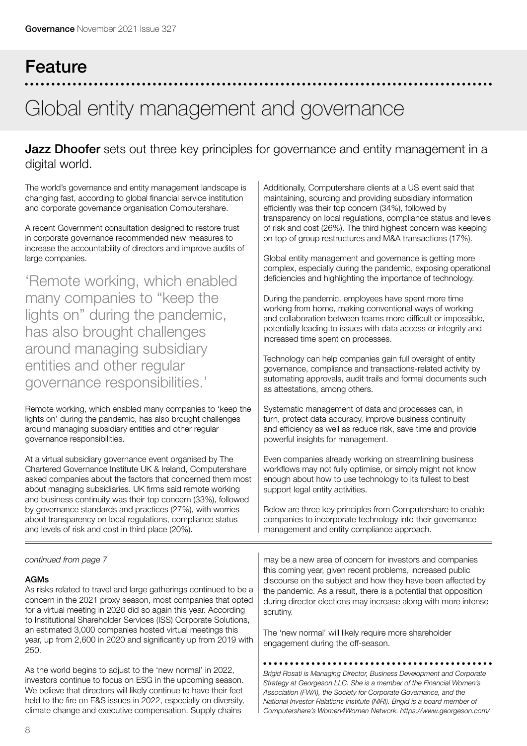## Feature

# Global entity management and governance

**Jazz Dhoofer** sets out three key principles for governance and entity management in a digital world.

The world's governance and entity management landscape is changing fast, according to global financial service institution and corporate governance organisation Computershare.

A recent Government consultation designed to restore trust in corporate governance recommended new measures to increase the accountability of directors and improve audits of large companies.

> 'Remote working, which enabled many companies to "keep the lights on" during the pandemic, has also brought challenges around managing subsidiary entities and other regular governance responsibilities.'

Remote working, which enabled many companies to 'keep the lights on' during the pandemic, has also brought challenges around managing subsidiary entities and other regular governance responsibilities.

At a virtual subsidiary governance event organised by The Chartered Governance Institute UK & Ireland, Computershare asked companies about the factors that concerned them most about managing subsidiaries. UK firms said remote working and business continuity was their top concern (33%), followed by governance standards and practices (27%), with worries about transparency on local regulations, compliance status and levels of risk and cost in third place (20%).

Additionally, Computershare clients at a US event said that maintaining, sourcing and providing subsidiary information efficiently was their top concern (34%), followed by transparency on local regulations, compliance status and levels of risk and cost (26%). The third highest concern was keeping on top of group restructures and M&A transactions (17%).

Global entity management and governance is getting more complex, especially during the pandemic, exposing operational deficiencies and highlighting the importance of technology.

During the pandemic, employees have spent more time working from home, making conventional ways of working and collaboration between teams more difficult or impossible, potentially leading to issues with data access or integrity and increased time spent on processes.

Technology can help companies gain full oversight of entity governance, compliance and transactions-related activity by automating approvals, audit trails and formal documents such as attestations, among others.

Systematic management of data and processes can, in turn, protect data accuracy, improve business continuity and efficiency as well as reduce risk, save time and provide powerful insights for management.

Even companies already working on streamlining business workflows may not fully optimise, or simply might not know enough about how to use technology to its fullest to best support legal entity activities.

Below are three key principles from Computershare to enable companies to incorporate technology into their governance management and entity compliance approach.

---

*continued from page 7*

**AGMs**

As risks related to travel and large gatherings continued to be a concern in the 2021 proxy season, most companies that opted for a virtual meeting in 2020 did so again this year. According to Institutional Shareholder Services (ISS) Corporate Solutions, an estimated 3,000 companies hosted virtual meetings this year, up from 2,600 in 2020 and significantly up from 2019 with 250.

As the world begins to adjust to the 'new normal' in 2022, investors continue to focus on ESG in the upcoming season. We believe that directors will likely continue to have their feet held to the fire on E&S issues in 2022, especially on diversity, climate change and executive compensation. Supply chains may be a new area of concern for investors and companies this coming year, given recent problems, increased public discourse on the subject and how they have been affected by the pandemic. As a result, there is a potential that opposition during director elections may increase along with more intense scrutiny.

The 'new normal' will likely require more shareholder engagement during the off-season.

*Brigid Rosati is Managing Director, Business Development and Corporate Strategy at Georgeson LLC. She is a member of the Financial Women's Association (FWA), the Society for Corporate Governance, and the National Investor Relations Institute (NIRI). Brigid is a board member of Computershare's Women4Women Network. https://www.georgeson.com/*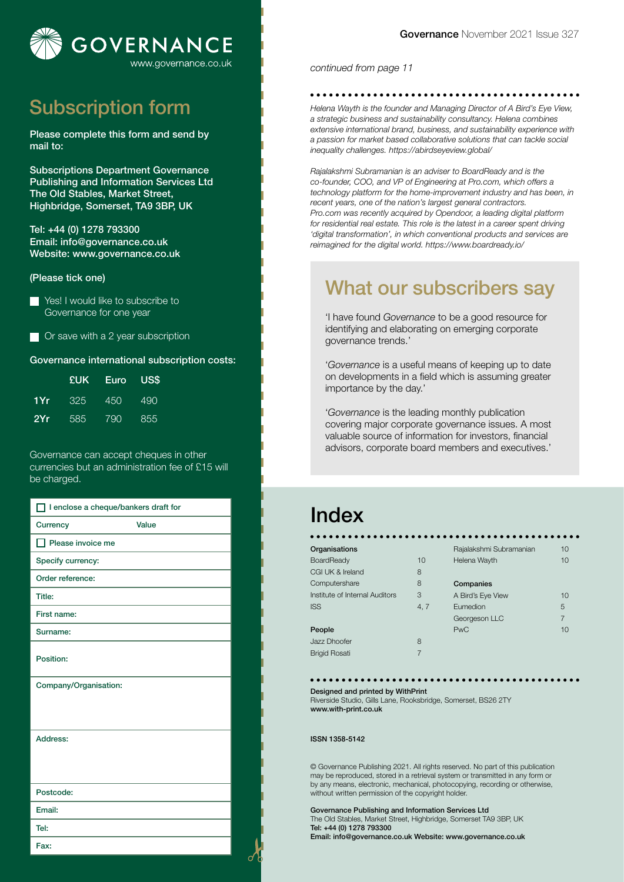# GOVERNANCE

www.governance.co.uk

## Subscription form

**Please complete this form and send by mail to:**

**Subscriptions Department Governance Publishing and Information Services Ltd The Old Stables, Market Street, Highbridge, Somerset, TA9 3BP, UK**

**Tel: +44 (0) 1278 793300**
**Email: info@governance.co.uk**
**Website: www.governance.co.uk**

**(Please tick one)**

- Yes! I would like to subscribe to Governance for one year
- Or save with a 2 year subscription

**Governance international subscription costs:**

| | £UK | Euro | US$ |
|---|---|---|---|
| 1Yr | 325 | 450 | 490 |
| 2Yr | 585 | 790 | 855 |

Governance can accept cheques in other currencies but an administration fee of £15 will be charged.

| | |
|---|---|
| ☐ I enclose a cheque/bankers draft for | |
| Currency | Value |
| ☐ Please invoice me | |
| Specify currency: | |
| Order reference: | |
| Title: | |
| First name: | |
| Surname: | |
| Position: | |
| Company/Organisation: | |
| Address: | |
| Postcode: | |
| Email: | |
| Tel: | |
| Fax: | |

*continued from page 11*

*Helena Wayth is the founder and Managing Director of A Bird's Eye View, a strategic business and sustainability consultancy. Helena combines extensive international brand, business, and sustainability experience with a passion for market based collaborative solutions that can tackle social inequality challenges. https://abirdseyeview.global/*

*Rajalakshmi Subramanian is an adviser to BoardReady and is the co-founder, COO, and VP of Engineering at Pro.com, which offers a technology platform for the home-improvement industry and has been, in recent years, one of the nation's largest general contractors. Pro.com was recently acquired by Opendoor, a leading digital platform for residential real estate. This role is the latest in a career spent driving 'digital transformation', in which conventional products and services are reimagined for the digital world. https://www.boardready.io/*

## What our subscribers say

'I have found *Governance* to be a good resource for identifying and elaborating on emerging corporate governance trends.'

'*Governance* is a useful means of keeping up to date on developments in a field which is assuming greater importance by the day.'

'*Governance* is the leading monthly publication covering major corporate governance issues. A most valuable source of information for investors, financial advisors, corporate board members and executives.'

# Index

| | |
|---|---|
| **Organisations** | |
| BoardReady | 10 |
| CGI UK & Ireland | 8 |
| Computershare | 8 |
| Institute of Internal Auditors | 3 |
| ISS | 4, 7 |
| **People** | |
| Jazz Dhoofer | 8 |
| Brigid Rosati | 7 |
| Rajalakshmi Subramanian | 10 |
| Helena Wayth | 10 |
| **Companies** | |
| A Bird's Eye View | 10 |
| Eumedion | 5 |
| Georgeson LLC | 7 |
| PwC | 10 |

**Designed and printed by WithPrint**
Riverside Studio, Gills Lane, Rooksbridge, Somerset, BS26 2TY
**www.with-print.co.uk**

**ISSN 1358-5142**

© Governance Publishing 2021. All rights reserved. No part of this publication may be reproduced, stored in a retrieval system or transmitted in any form or by any means, electronic, mechanical, photocopying, recording or otherwise, without written permission of the copyright holder.

**Governance Publishing and Information Services Ltd**
The Old Stables, Market Street, Highbridge, Somerset TA9 3BP, UK
**Tel: +44 (0) 1278 793300**
**Email: info@governance.co.uk Website: www.governance.co.uk**